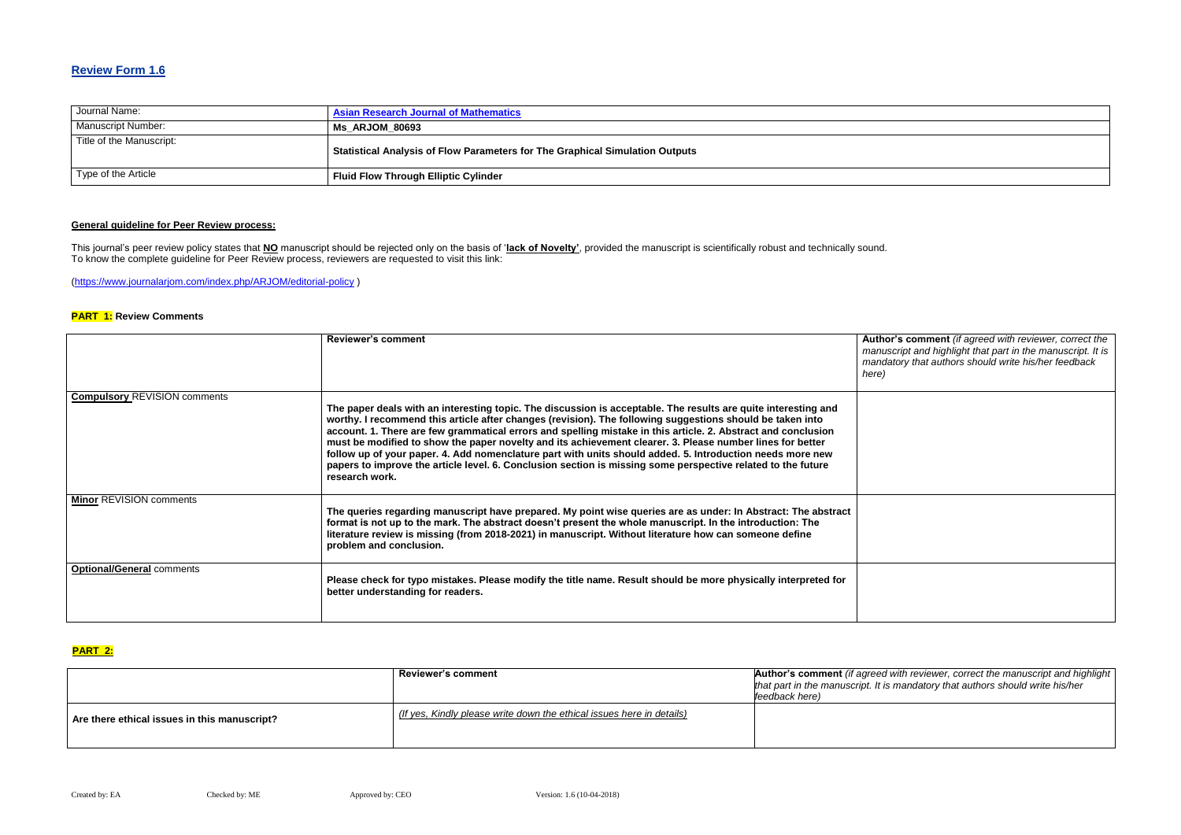## Review Form 1.6

| Journal Name: | Asian Research Journal of Mathematics |
| --- | --- |
| Manuscript Number: | **Ms_ARJOM_80693** |
| Title of the Manuscript: | **Statistical Analysis of Flow Parameters for The Graphical Simulation Outputs** |
| Type of the Article | **Fluid Flow Through Elliptic Cylinder** |

**General guideline for Peer Review process:**

This journal's peer review policy states that **NO** manuscript should be rejected only on the basis of '**lack of Novelty'**, provided the manuscript is scientifically robust and technically sound.
To know the complete guideline for Peer Review process, reviewers are requested to visit this link:

(https://www.journalarjom.com/index.php/ARJOM/editorial-policy )

**PART 1: Review Comments**

| | **Reviewer's comment** | **Author's comment** *(if agreed with reviewer, correct the manuscript and highlight that part in the manuscript. It is mandatory that authors should write his/her feedback here)* |
| --- | --- | --- |
| **Compulsory** REVISION comments | **The paper deals with an interesting topic. The discussion is acceptable. The results are quite interesting and worthy. I recommend this article after changes (revision). The following suggestions should be taken into account. 1. There are few grammatical errors and spelling mistake in this article. 2. Abstract and conclusion must be modified to show the paper novelty and its achievement clearer. 3. Please number lines for better follow up of your paper. 4. Add nomenclature part with units should added. 5. Introduction needs more new papers to improve the article level. 6. Conclusion section is missing some perspective related to the future research work.** | |
| **Minor** REVISION comments | **The queries regarding manuscript have prepared. My point wise queries are as under: In Abstract: The abstract format is not up to the mark. The abstract doesn't present the whole manuscript. In the introduction: The literature review is missing (from 2018-2021) in manuscript. Without literature how can someone define problem and conclusion.** | |
| **Optional/General** comments | **Please check for typo mistakes. Please modify the title name. Result should be more physically interpreted for better understanding for readers.** | |

**PART 2:**

| | **Reviewer's comment** | **Author's comment** *(if agreed with reviewer, correct the manuscript and highlight that part in the manuscript. It is mandatory that authors should write his/her feedback here)* |
| --- | --- | --- |
| **Are there ethical issues in this manuscript?** | *(If yes, Kindly please write down the ethical issues here in details)* | |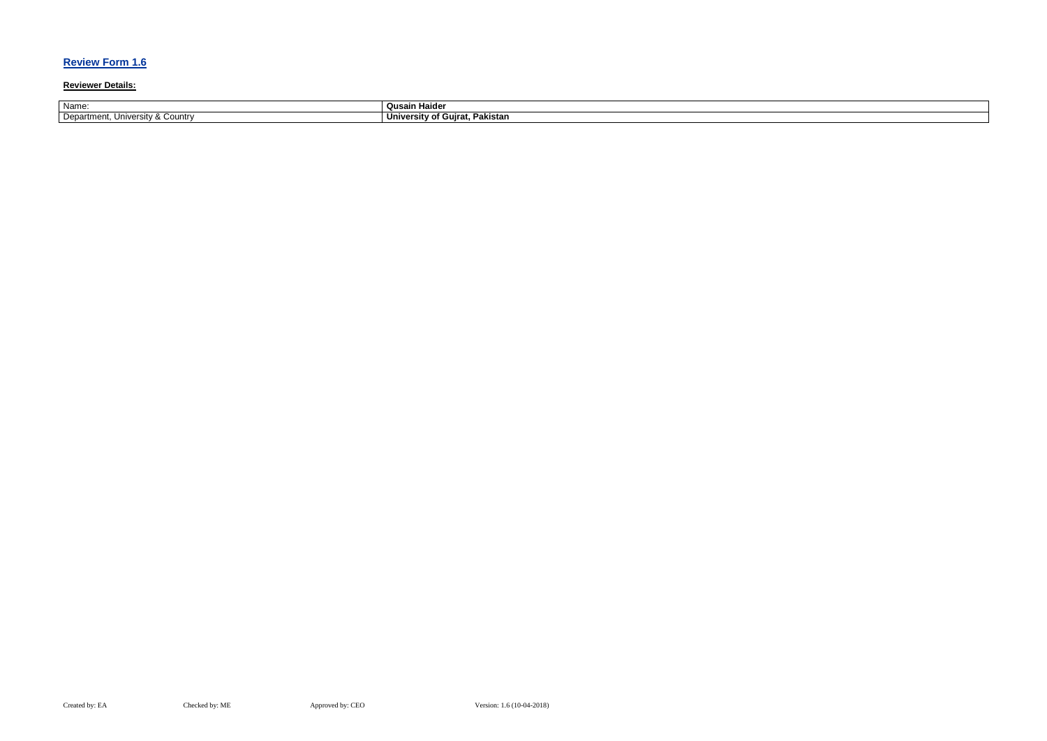## Review Form 1.6

**Reviewer Details:**

| | |
|---|---|
| Name: | **Qusain Haider** |
| Department, University & Country | **University of Gujrat, Pakistan** |

Created by: EA Checked by: ME Approved by: CEO Version: 1.6 (10-04-2018)